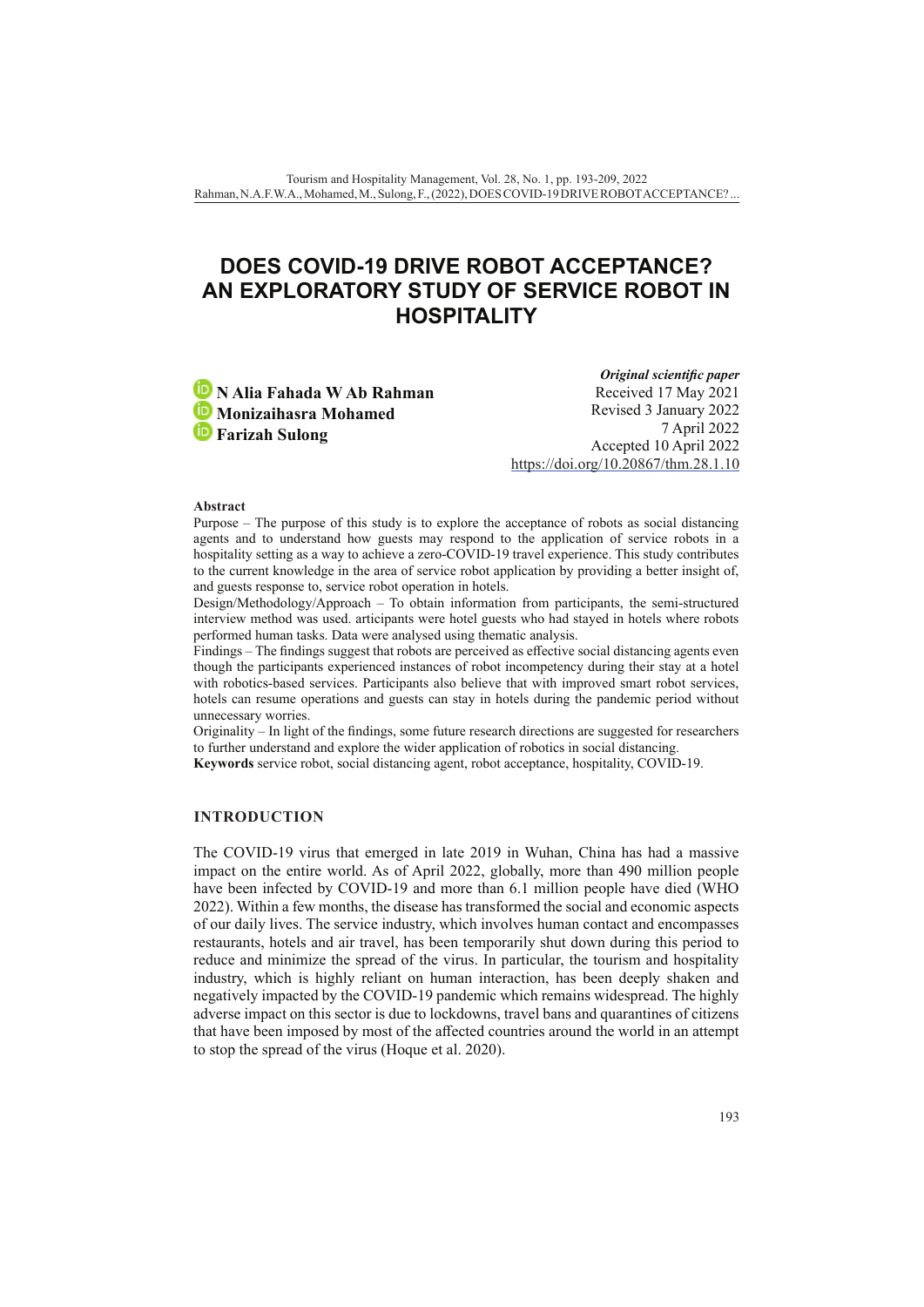# DOES COVID-19 DRIVE ROBOT ACCEPTANCE? AN EXPLORATORY STUDY OF SERVICE ROBOT IN HOSPITALITY

**N Alia Fahada W Ab Rahman**
**Monizaihasra Mohamed**
**Farizah Sulong**

***Original scientific paper***
Received 17 May 2021
Revised 3 January 2022
7 April 2022
Accepted 10 April 2022
https://doi.org/10.20867/thm.28.1.10

**Abstract**

Purpose – The purpose of this study is to explore the acceptance of robots as social distancing agents and to understand how guests may respond to the application of service robots in a hospitality setting as a way to achieve a zero-COVID-19 travel experience. This study contributes to the current knowledge in the area of service robot application by providing a better insight of, and guests response to, service robot operation in hotels.

Design/Methodology/Approach – To obtain information from participants, the semi-structured interview method was used. articipants were hotel guests who had stayed in hotels where robots performed human tasks. Data were analysed using thematic analysis.

Findings – The findings suggest that robots are perceived as effective social distancing agents even though the participants experienced instances of robot incompetency during their stay at a hotel with robotics-based services. Participants also believe that with improved smart robot services, hotels can resume operations and guests can stay in hotels during the pandemic period without unnecessary worries.

Originality – In light of the findings, some future research directions are suggested for researchers to further understand and explore the wider application of robotics in social distancing.

**Keywords** service robot, social distancing agent, robot acceptance, hospitality, COVID-19.

## INTRODUCTION

The COVID-19 virus that emerged in late 2019 in Wuhan, China has had a massive impact on the entire world. As of April 2022, globally, more than 490 million people have been infected by COVID-19 and more than 6.1 million people have died (WHO 2022). Within a few months, the disease has transformed the social and economic aspects of our daily lives. The service industry, which involves human contact and encompasses restaurants, hotels and air travel, has been temporarily shut down during this period to reduce and minimize the spread of the virus. In particular, the tourism and hospitality industry, which is highly reliant on human interaction, has been deeply shaken and negatively impacted by the COVID-19 pandemic which remains widespread. The highly adverse impact on this sector is due to lockdowns, travel bans and quarantines of citizens that have been imposed by most of the affected countries around the world in an attempt to stop the spread of the virus (Hoque et al. 2020).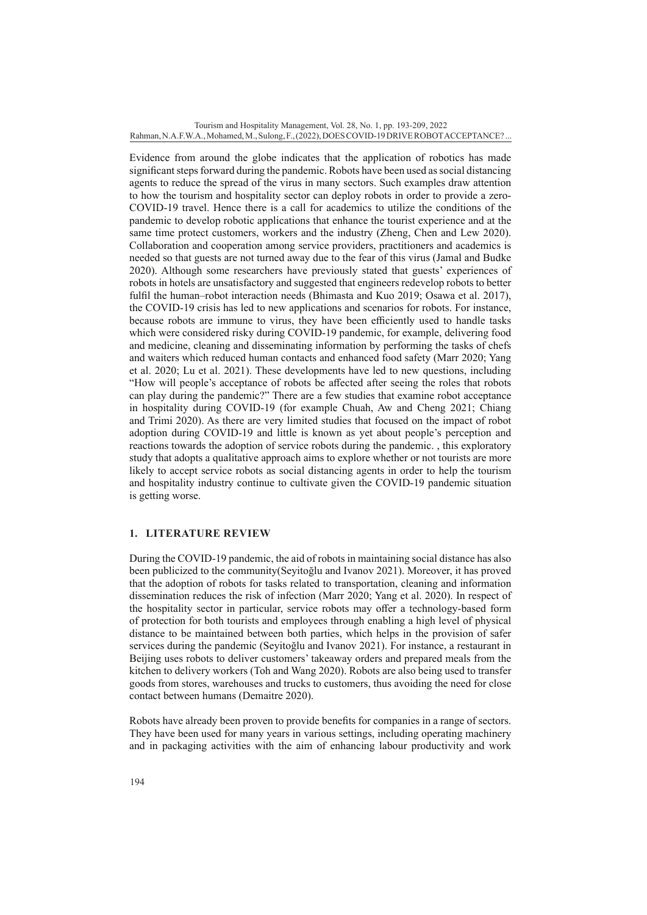Evidence from around the globe indicates that the application of robotics has made significant steps forward during the pandemic. Robots have been used as social distancing agents to reduce the spread of the virus in many sectors. Such examples draw attention to how the tourism and hospitality sector can deploy robots in order to provide a zero-COVID-19 travel. Hence there is a call for academics to utilize the conditions of the pandemic to develop robotic applications that enhance the tourist experience and at the same time protect customers, workers and the industry (Zheng, Chen and Lew 2020). Collaboration and cooperation among service providers, practitioners and academics is needed so that guests are not turned away due to the fear of this virus (Jamal and Budke 2020). Although some researchers have previously stated that guests' experiences of robots in hotels are unsatisfactory and suggested that engineers redevelop robots to better fulfil the human–robot interaction needs (Bhimasta and Kuo 2019; Osawa et al. 2017), the COVID-19 crisis has led to new applications and scenarios for robots. For instance, because robots are immune to virus, they have been efficiently used to handle tasks which were considered risky during COVID-19 pandemic, for example, delivering food and medicine, cleaning and disseminating information by performing the tasks of chefs and waiters which reduced human contacts and enhanced food safety (Marr 2020; Yang et al. 2020; Lu et al. 2021). These developments have led to new questions, including "How will people's acceptance of robots be affected after seeing the roles that robots can play during the pandemic?" There are a few studies that examine robot acceptance in hospitality during COVID-19 (for example Chuah, Aw and Cheng 2021; Chiang and Trimi 2020). As there are very limited studies that focused on the impact of robot adoption during COVID-19 and little is known as yet about people's perception and reactions towards the adoption of service robots during the pandemic. , this exploratory study that adopts a qualitative approach aims to explore whether or not tourists are more likely to accept service robots as social distancing agents in order to help the tourism and hospitality industry continue to cultivate given the COVID-19 pandemic situation is getting worse.

## 1. LITERATURE REVIEW

During the COVID-19 pandemic, the aid of robots in maintaining social distance has also been publicized to the community(Seyitoğlu and Ivanov 2021). Moreover, it has proved that the adoption of robots for tasks related to transportation, cleaning and information dissemination reduces the risk of infection (Marr 2020; Yang et al. 2020). In respect of the hospitality sector in particular, service robots may offer a technology-based form of protection for both tourists and employees through enabling a high level of physical distance to be maintained between both parties, which helps in the provision of safer services during the pandemic (Seyitoğlu and Ivanov 2021). For instance, a restaurant in Beijing uses robots to deliver customers' takeaway orders and prepared meals from the kitchen to delivery workers (Toh and Wang 2020). Robots are also being used to transfer goods from stores, warehouses and trucks to customers, thus avoiding the need for close contact between humans (Demaitre 2020).

Robots have already been proven to provide benefits for companies in a range of sectors. They have been used for many years in various settings, including operating machinery and in packaging activities with the aim of enhancing labour productivity and work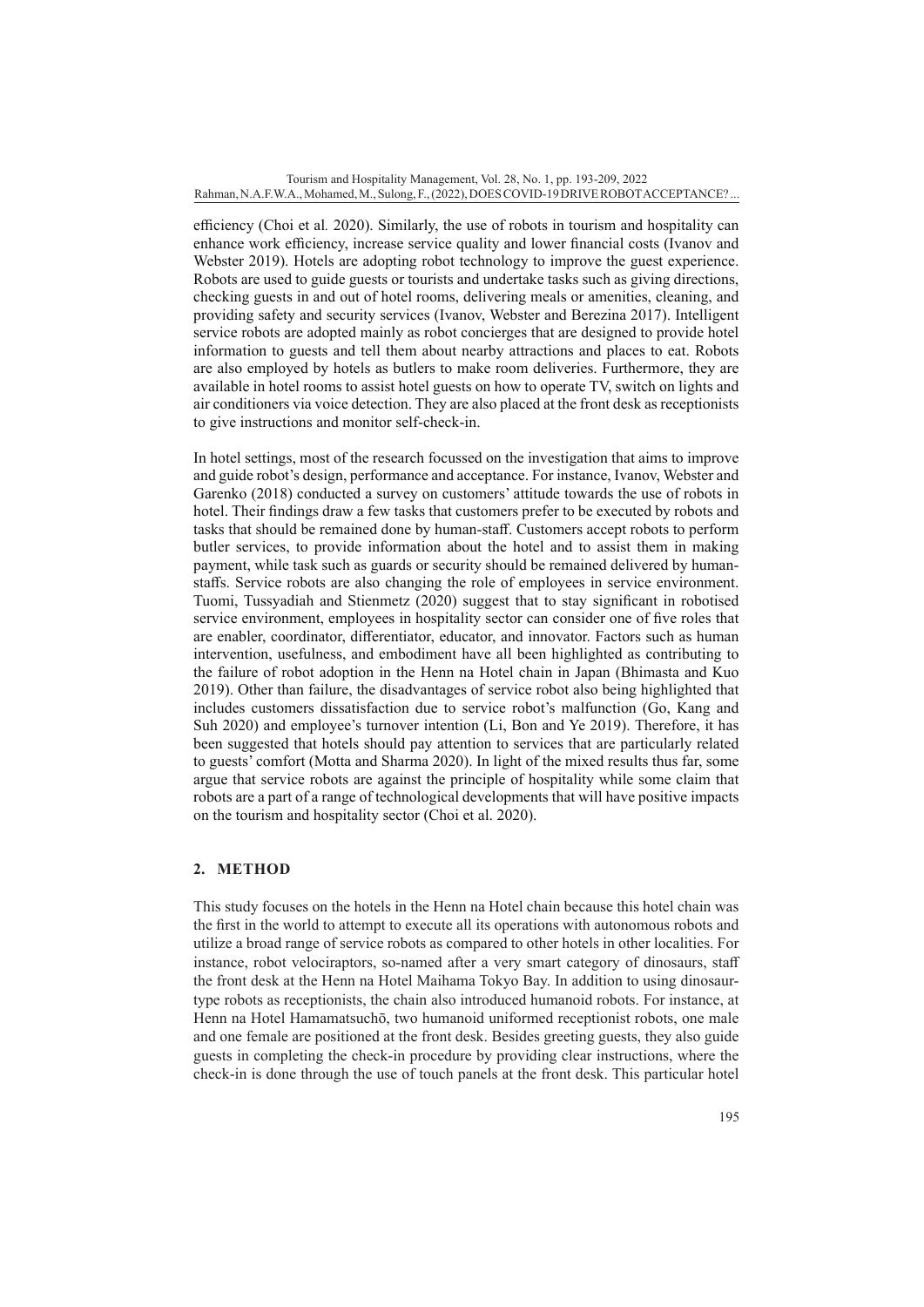efficiency (Choi et al*.* 2020). Similarly, the use of robots in tourism and hospitality can enhance work efficiency, increase service quality and lower financial costs (Ivanov and Webster 2019). Hotels are adopting robot technology to improve the guest experience. Robots are used to guide guests or tourists and undertake tasks such as giving directions, checking guests in and out of hotel rooms, delivering meals or amenities, cleaning, and providing safety and security services (Ivanov, Webster and Berezina 2017). Intelligent service robots are adopted mainly as robot concierges that are designed to provide hotel information to guests and tell them about nearby attractions and places to eat. Robots are also employed by hotels as butlers to make room deliveries. Furthermore, they are available in hotel rooms to assist hotel guests on how to operate TV, switch on lights and air conditioners via voice detection. They are also placed at the front desk as receptionists to give instructions and monitor self-check-in.

In hotel settings, most of the research focussed on the investigation that aims to improve and guide robot's design, performance and acceptance. For instance, Ivanov, Webster and Garenko (2018) conducted a survey on customers' attitude towards the use of robots in hotel. Their findings draw a few tasks that customers prefer to be executed by robots and tasks that should be remained done by human-staff. Customers accept robots to perform butler services, to provide information about the hotel and to assist them in making payment, while task such as guards or security should be remained delivered by human-staffs. Service robots are also changing the role of employees in service environment. Tuomi, Tussyadiah and Stienmetz (2020) suggest that to stay significant in robotised service environment, employees in hospitality sector can consider one of five roles that are enabler, coordinator, differentiator, educator, and innovator. Factors such as human intervention, usefulness, and embodiment have all been highlighted as contributing to the failure of robot adoption in the Henn na Hotel chain in Japan (Bhimasta and Kuo 2019). Other than failure, the disadvantages of service robot also being highlighted that includes customers dissatisfaction due to service robot's malfunction (Go, Kang and Suh 2020) and employee's turnover intention (Li, Bon and Ye 2019). Therefore, it has been suggested that hotels should pay attention to services that are particularly related to guests' comfort (Motta and Sharma 2020). In light of the mixed results thus far, some argue that service robots are against the principle of hospitality while some claim that robots are a part of a range of technological developments that will have positive impacts on the tourism and hospitality sector (Choi et al. 2020).

## 2. METHOD

This study focuses on the hotels in the Henn na Hotel chain because this hotel chain was the first in the world to attempt to execute all its operations with autonomous robots and utilize a broad range of service robots as compared to other hotels in other localities. For instance, robot velociraptors, so-named after a very smart category of dinosaurs, staff the front desk at the Henn na Hotel Maihama Tokyo Bay. In addition to using dinosaur-type robots as receptionists, the chain also introduced humanoid robots. For instance, at Henn na Hotel Hamamatsuchō, two humanoid uniformed receptionist robots, one male and one female are positioned at the front desk. Besides greeting guests, they also guide guests in completing the check-in procedure by providing clear instructions, where the check-in is done through the use of touch panels at the front desk. This particular hotel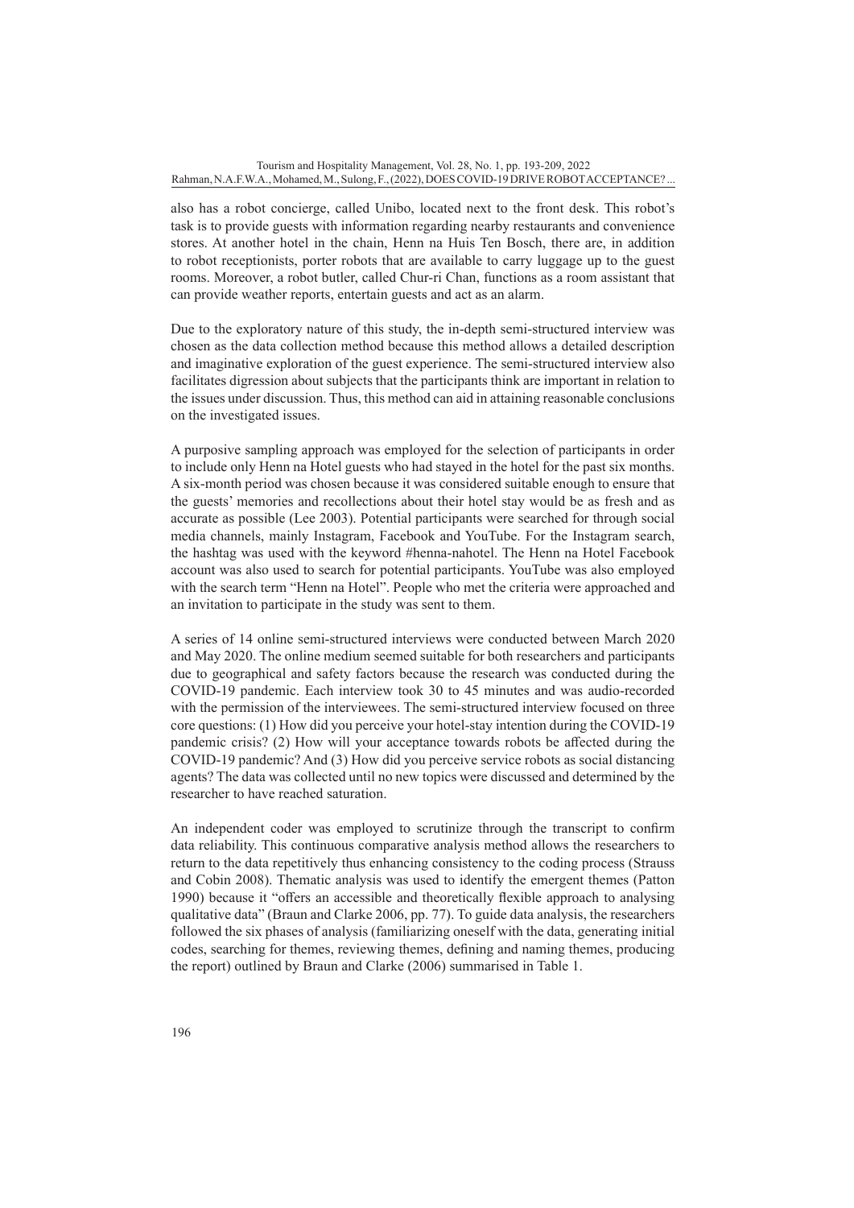also has a robot concierge, called Unibo, located next to the front desk. This robot's task is to provide guests with information regarding nearby restaurants and convenience stores. At another hotel in the chain, Henn na Huis Ten Bosch, there are, in addition to robot receptionists, porter robots that are available to carry luggage up to the guest rooms. Moreover, a robot butler, called Chur-ri Chan, functions as a room assistant that can provide weather reports, entertain guests and act as an alarm.

Due to the exploratory nature of this study, the in-depth semi-structured interview was chosen as the data collection method because this method allows a detailed description and imaginative exploration of the guest experience. The semi-structured interview also facilitates digression about subjects that the participants think are important in relation to the issues under discussion. Thus, this method can aid in attaining reasonable conclusions on the investigated issues.

A purposive sampling approach was employed for the selection of participants in order to include only Henn na Hotel guests who had stayed in the hotel for the past six months. A six-month period was chosen because it was considered suitable enough to ensure that the guests' memories and recollections about their hotel stay would be as fresh and as accurate as possible (Lee 2003). Potential participants were searched for through social media channels, mainly Instagram, Facebook and YouTube. For the Instagram search, the hashtag was used with the keyword #henna-nahotel. The Henn na Hotel Facebook account was also used to search for potential participants. YouTube was also employed with the search term "Henn na Hotel". People who met the criteria were approached and an invitation to participate in the study was sent to them.

A series of 14 online semi-structured interviews were conducted between March 2020 and May 2020. The online medium seemed suitable for both researchers and participants due to geographical and safety factors because the research was conducted during the COVID-19 pandemic. Each interview took 30 to 45 minutes and was audio-recorded with the permission of the interviewees. The semi-structured interview focused on three core questions: (1) How did you perceive your hotel-stay intention during the COVID-19 pandemic crisis? (2) How will your acceptance towards robots be affected during the COVID-19 pandemic? And (3) How did you perceive service robots as social distancing agents? The data was collected until no new topics were discussed and determined by the researcher to have reached saturation.

An independent coder was employed to scrutinize through the transcript to confirm data reliability. This continuous comparative analysis method allows the researchers to return to the data repetitively thus enhancing consistency to the coding process (Strauss and Cobin 2008). Thematic analysis was used to identify the emergent themes (Patton 1990) because it "offers an accessible and theoretically flexible approach to analysing qualitative data" (Braun and Clarke 2006, pp. 77). To guide data analysis, the researchers followed the six phases of analysis (familiarizing oneself with the data, generating initial codes, searching for themes, reviewing themes, defining and naming themes, producing the report) outlined by Braun and Clarke (2006) summarised in Table 1.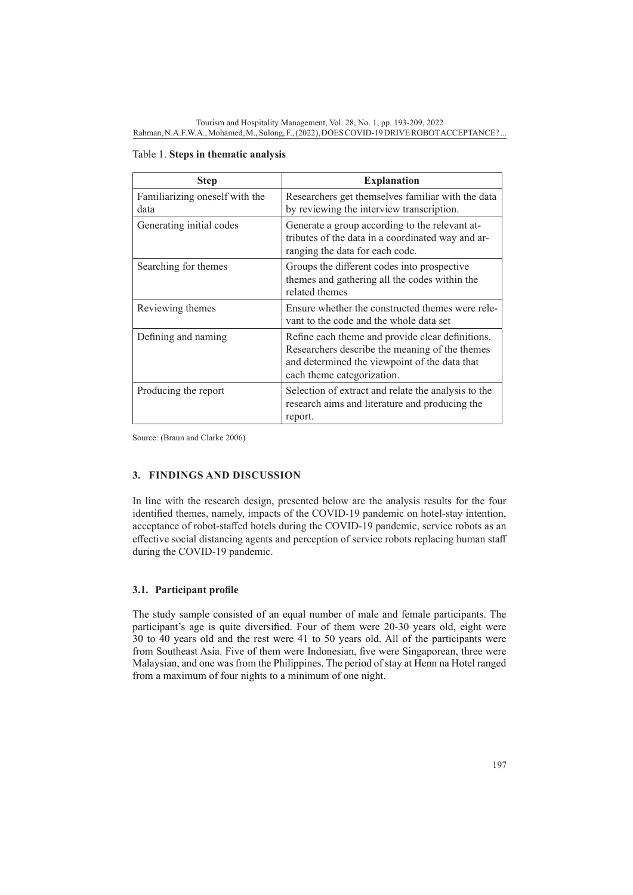Table 1. **Steps in thematic analysis**

| Step | Explanation |
| --- | --- |
| Familiarizing oneself with the data | Researchers get themselves familiar with the data by reviewing the interview transcription. |
| Generating initial codes | Generate a group according to the relevant attributes of the data in a coordinated way and arranging the data for each code. |
| Searching for themes | Groups the different codes into prospective themes and gathering all the codes within the related themes |
| Reviewing themes | Ensure whether the constructed themes were relevant to the code and the whole data set |
| Defining and naming | Refine each theme and provide clear definitions. Researchers describe the meaning of the themes and determined the viewpoint of the data that each theme categorization. |
| Producing the report | Selection of extract and relate the analysis to the research aims and literature and producing the report. |

Source: (Braun and Clarke 2006)

## 3. FINDINGS AND DISCUSSION

In line with the research design, presented below are the analysis results for the four identified themes, namely, impacts of the COVID-19 pandemic on hotel-stay intention, acceptance of robot-staffed hotels during the COVID-19 pandemic, service robots as an effective social distancing agents and perception of service robots replacing human staff during the COVID-19 pandemic.

### 3.1. Participant profile

The study sample consisted of an equal number of male and female participants. The participant's age is quite diversified. Four of them were 20-30 years old, eight were 30 to 40 years old and the rest were 41 to 50 years old. All of the participants were from Southeast Asia. Five of them were Indonesian, five were Singaporean, three were Malaysian, and one was from the Philippines. The period of stay at Henn na Hotel ranged from a maximum of four nights to a minimum of one night.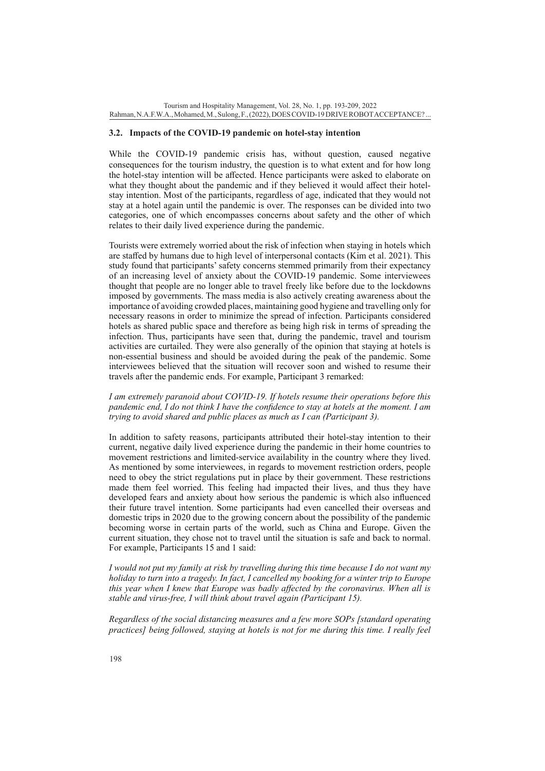### 3.2. Impacts of the COVID-19 pandemic on hotel-stay intention

While the COVID-19 pandemic crisis has, without question, caused negative consequences for the tourism industry, the question is to what extent and for how long the hotel-stay intention will be affected. Hence participants were asked to elaborate on what they thought about the pandemic and if they believed it would affect their hotel-stay intention. Most of the participants, regardless of age, indicated that they would not stay at a hotel again until the pandemic is over. The responses can be divided into two categories, one of which encompasses concerns about safety and the other of which relates to their daily lived experience during the pandemic.

Tourists were extremely worried about the risk of infection when staying in hotels which are staffed by humans due to high level of interpersonal contacts (Kim et al. 2021). This study found that participants' safety concerns stemmed primarily from their expectancy of an increasing level of anxiety about the COVID-19 pandemic. Some interviewees thought that people are no longer able to travel freely like before due to the lockdowns imposed by governments. The mass media is also actively creating awareness about the importance of avoiding crowded places, maintaining good hygiene and travelling only for necessary reasons in order to minimize the spread of infection. Participants considered hotels as shared public space and therefore as being high risk in terms of spreading the infection. Thus, participants have seen that, during the pandemic, travel and tourism activities are curtailed. They were also generally of the opinion that staying at hotels is non-essential business and should be avoided during the peak of the pandemic. Some interviewees believed that the situation will recover soon and wished to resume their travels after the pandemic ends. For example, Participant 3 remarked:

*I am extremely paranoid about COVID-19. If hotels resume their operations before this pandemic end, I do not think I have the confidence to stay at hotels at the moment. I am trying to avoid shared and public places as much as I can (Participant 3).*

In addition to safety reasons, participants attributed their hotel-stay intention to their current, negative daily lived experience during the pandemic in their home countries to movement restrictions and limited-service availability in the country where they lived. As mentioned by some interviewees, in regards to movement restriction orders, people need to obey the strict regulations put in place by their government. These restrictions made them feel worried. This feeling had impacted their lives, and thus they have developed fears and anxiety about how serious the pandemic is which also influenced their future travel intention. Some participants had even cancelled their overseas and domestic trips in 2020 due to the growing concern about the possibility of the pandemic becoming worse in certain parts of the world, such as China and Europe. Given the current situation, they chose not to travel until the situation is safe and back to normal. For example, Participants 15 and 1 said:

*I would not put my family at risk by travelling during this time because I do not want my holiday to turn into a tragedy. In fact, I cancelled my booking for a winter trip to Europe this year when I knew that Europe was badly affected by the coronavirus. When all is stable and virus-free, I will think about travel again (Participant 15).*

*Regardless of the social distancing measures and a few more SOPs [standard operating practices] being followed, staying at hotels is not for me during this time. I really feel*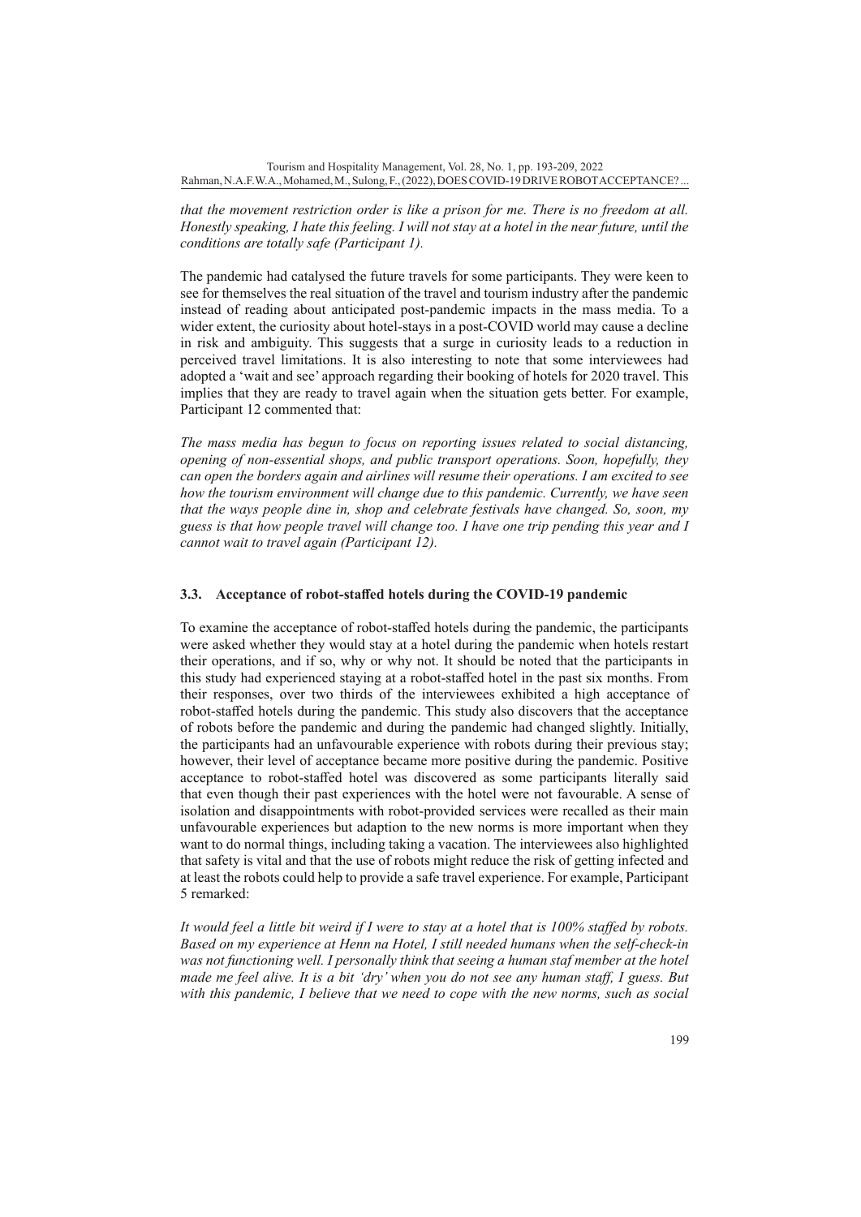*that the movement restriction order is like a prison for me. There is no freedom at all. Honestly speaking, I hate this feeling. I will not stay at a hotel in the near future, until the conditions are totally safe (Participant 1).*

The pandemic had catalysed the future travels for some participants. They were keen to see for themselves the real situation of the travel and tourism industry after the pandemic instead of reading about anticipated post-pandemic impacts in the mass media. To a wider extent, the curiosity about hotel-stays in a post-COVID world may cause a decline in risk and ambiguity. This suggests that a surge in curiosity leads to a reduction in perceived travel limitations. It is also interesting to note that some interviewees had adopted a 'wait and see' approach regarding their booking of hotels for 2020 travel. This implies that they are ready to travel again when the situation gets better. For example, Participant 12 commented that:

*The mass media has begun to focus on reporting issues related to social distancing, opening of non-essential shops, and public transport operations. Soon, hopefully, they can open the borders again and airlines will resume their operations. I am excited to see how the tourism environment will change due to this pandemic. Currently, we have seen that the ways people dine in, shop and celebrate festivals have changed. So, soon, my guess is that how people travel will change too. I have one trip pending this year and I cannot wait to travel again (Participant 12).*

### 3.3. Acceptance of robot-staffed hotels during the COVID-19 pandemic

To examine the acceptance of robot-staffed hotels during the pandemic, the participants were asked whether they would stay at a hotel during the pandemic when hotels restart their operations, and if so, why or why not. It should be noted that the participants in this study had experienced staying at a robot-staffed hotel in the past six months. From their responses, over two thirds of the interviewees exhibited a high acceptance of robot-staffed hotels during the pandemic. This study also discovers that the acceptance of robots before the pandemic and during the pandemic had changed slightly. Initially, the participants had an unfavourable experience with robots during their previous stay; however, their level of acceptance became more positive during the pandemic. Positive acceptance to robot-staffed hotel was discovered as some participants literally said that even though their past experiences with the hotel were not favourable. A sense of isolation and disappointments with robot-provided services were recalled as their main unfavourable experiences but adaption to the new norms is more important when they want to do normal things, including taking a vacation. The interviewees also highlighted that safety is vital and that the use of robots might reduce the risk of getting infected and at least the robots could help to provide a safe travel experience. For example, Participant 5 remarked:

*It would feel a little bit weird if I were to stay at a hotel that is 100% staffed by robots. Based on my experience at Henn na Hotel, I still needed humans when the self-check-in was not functioning well. I personally think that seeing a human staf member at the hotel made me feel alive. It is a bit 'dry' when you do not see any human staff, I guess. But with this pandemic, I believe that we need to cope with the new norms, such as social*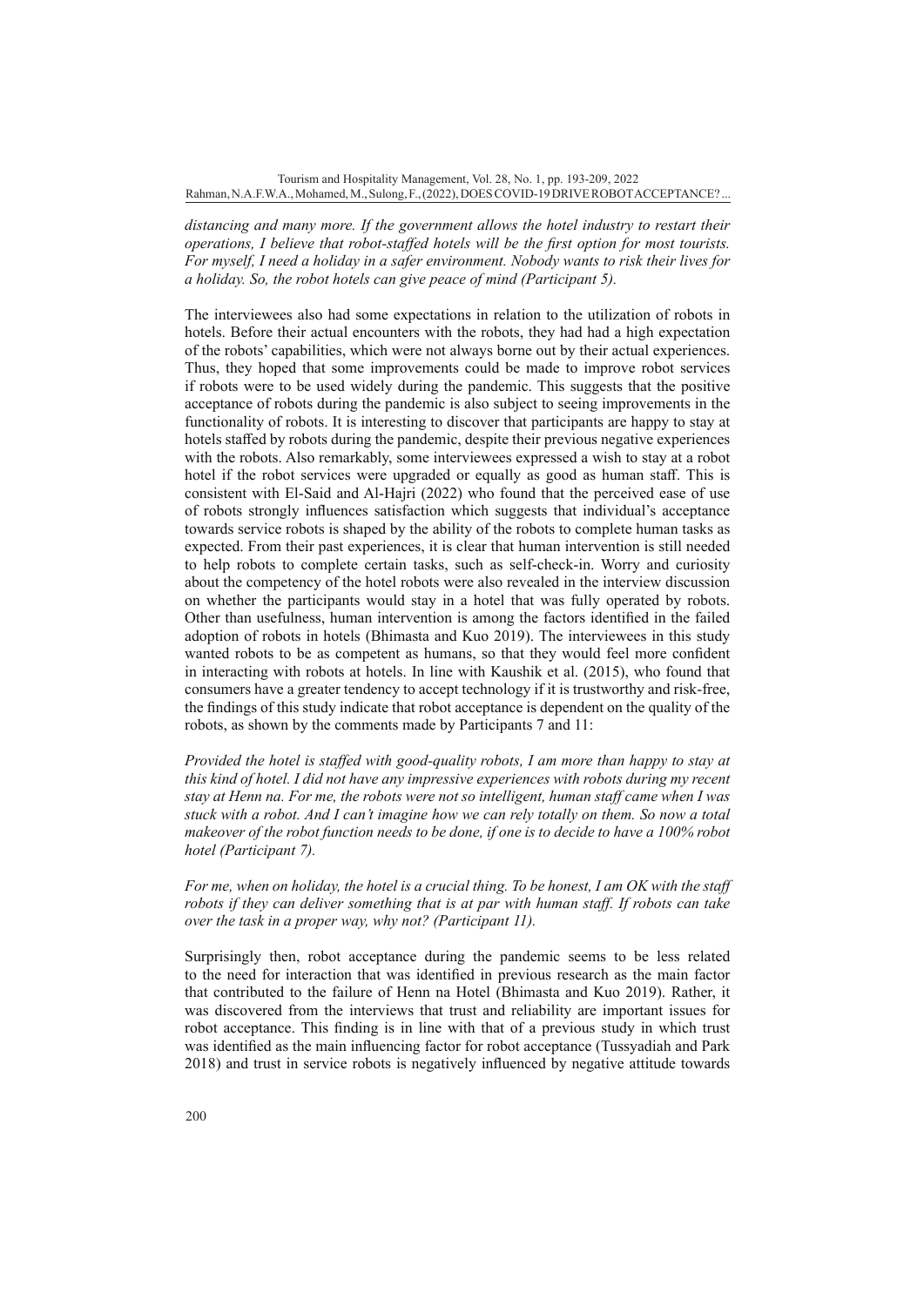*distancing and many more. If the government allows the hotel industry to restart their operations, I believe that robot-staffed hotels will be the first option for most tourists. For myself, I need a holiday in a safer environment. Nobody wants to risk their lives for a holiday. So, the robot hotels can give peace of mind (Participant 5).*

The interviewees also had some expectations in relation to the utilization of robots in hotels. Before their actual encounters with the robots, they had had a high expectation of the robots' capabilities, which were not always borne out by their actual experiences. Thus, they hoped that some improvements could be made to improve robot services if robots were to be used widely during the pandemic. This suggests that the positive acceptance of robots during the pandemic is also subject to seeing improvements in the functionality of robots. It is interesting to discover that participants are happy to stay at hotels staffed by robots during the pandemic, despite their previous negative experiences with the robots. Also remarkably, some interviewees expressed a wish to stay at a robot hotel if the robot services were upgraded or equally as good as human staff. This is consistent with El-Said and Al-Hajri (2022) who found that the perceived ease of use of robots strongly influences satisfaction which suggests that individual's acceptance towards service robots is shaped by the ability of the robots to complete human tasks as expected. From their past experiences, it is clear that human intervention is still needed to help robots to complete certain tasks, such as self-check-in. Worry and curiosity about the competency of the hotel robots were also revealed in the interview discussion on whether the participants would stay in a hotel that was fully operated by robots. Other than usefulness, human intervention is among the factors identified in the failed adoption of robots in hotels (Bhimasta and Kuo 2019). The interviewees in this study wanted robots to be as competent as humans, so that they would feel more confident in interacting with robots at hotels. In line with Kaushik et al. (2015), who found that consumers have a greater tendency to accept technology if it is trustworthy and risk-free, the findings of this study indicate that robot acceptance is dependent on the quality of the robots, as shown by the comments made by Participants 7 and 11:

*Provided the hotel is staffed with good-quality robots, I am more than happy to stay at this kind of hotel. I did not have any impressive experiences with robots during my recent stay at Henn na. For me, the robots were not so intelligent, human staff came when I was stuck with a robot. And I can't imagine how we can rely totally on them. So now a total makeover of the robot function needs to be done, if one is to decide to have a 100% robot hotel (Participant 7).*

*For me, when on holiday, the hotel is a crucial thing. To be honest, I am OK with the staff robots if they can deliver something that is at par with human staff. If robots can take over the task in a proper way, why not? (Participant 11).*

Surprisingly then, robot acceptance during the pandemic seems to be less related to the need for interaction that was identified in previous research as the main factor that contributed to the failure of Henn na Hotel (Bhimasta and Kuo 2019). Rather, it was discovered from the interviews that trust and reliability are important issues for robot acceptance. This finding is in line with that of a previous study in which trust was identified as the main influencing factor for robot acceptance (Tussyadiah and Park 2018) and trust in service robots is negatively influenced by negative attitude towards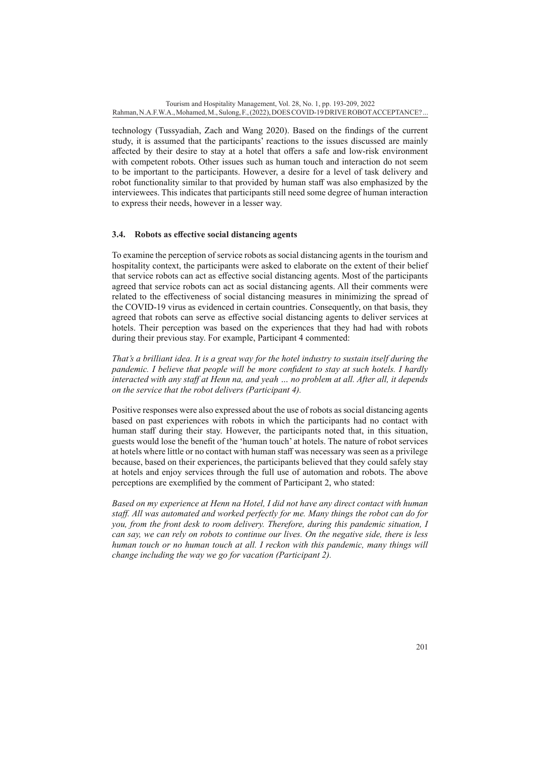technology (Tussyadiah, Zach and Wang 2020). Based on the findings of the current study, it is assumed that the participants' reactions to the issues discussed are mainly affected by their desire to stay at a hotel that offers a safe and low-risk environment with competent robots. Other issues such as human touch and interaction do not seem to be important to the participants. However, a desire for a level of task delivery and robot functionality similar to that provided by human staff was also emphasized by the interviewees. This indicates that participants still need some degree of human interaction to express their needs, however in a lesser way.

### 3.4. Robots as effective social distancing agents

To examine the perception of service robots as social distancing agents in the tourism and hospitality context, the participants were asked to elaborate on the extent of their belief that service robots can act as effective social distancing agents. Most of the participants agreed that service robots can act as social distancing agents. All their comments were related to the effectiveness of social distancing measures in minimizing the spread of the COVID-19 virus as evidenced in certain countries. Consequently, on that basis, they agreed that robots can serve as effective social distancing agents to deliver services at hotels. Their perception was based on the experiences that they had had with robots during their previous stay. For example, Participant 4 commented:

*That's a brilliant idea. It is a great way for the hotel industry to sustain itself during the pandemic. I believe that people will be more confident to stay at such hotels. I hardly interacted with any staff at Henn na, and yeah … no problem at all. After all, it depends on the service that the robot delivers (Participant 4).*

Positive responses were also expressed about the use of robots as social distancing agents based on past experiences with robots in which the participants had no contact with human staff during their stay. However, the participants noted that, in this situation, guests would lose the benefit of the 'human touch' at hotels. The nature of robot services at hotels where little or no contact with human staff was necessary was seen as a privilege because, based on their experiences, the participants believed that they could safely stay at hotels and enjoy services through the full use of automation and robots. The above perceptions are exemplified by the comment of Participant 2, who stated:

*Based on my experience at Henn na Hotel, I did not have any direct contact with human staff. All was automated and worked perfectly for me. Many things the robot can do for you, from the front desk to room delivery. Therefore, during this pandemic situation, I can say, we can rely on robots to continue our lives. On the negative side, there is less human touch or no human touch at all. I reckon with this pandemic, many things will change including the way we go for vacation (Participant 2).*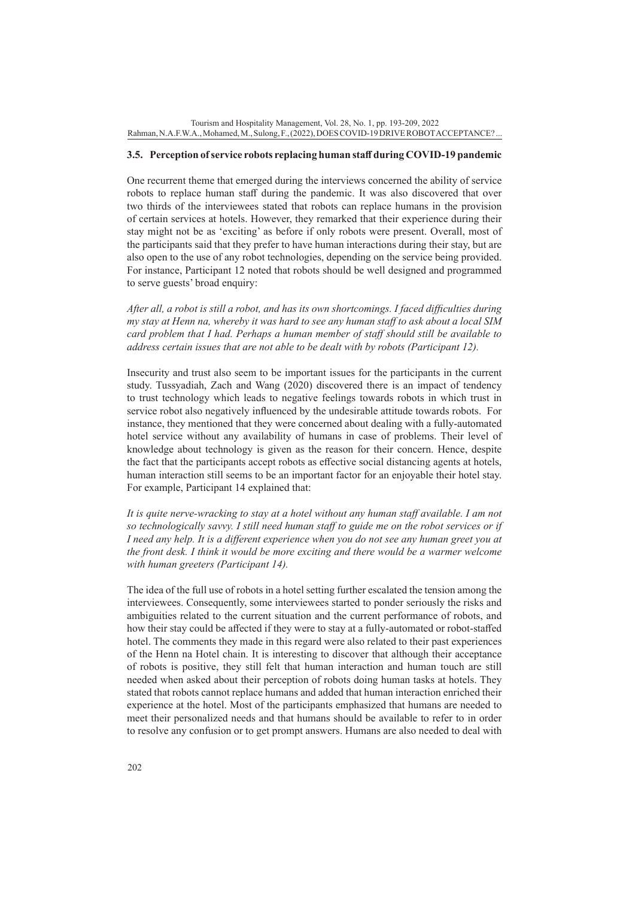### 3.5. Perception of service robots replacing human staff during COVID-19 pandemic

One recurrent theme that emerged during the interviews concerned the ability of service robots to replace human staff during the pandemic. It was also discovered that over two thirds of the interviewees stated that robots can replace humans in the provision of certain services at hotels. However, they remarked that their experience during their stay might not be as 'exciting' as before if only robots were present. Overall, most of the participants said that they prefer to have human interactions during their stay, but are also open to the use of any robot technologies, depending on the service being provided. For instance, Participant 12 noted that robots should be well designed and programmed to serve guests' broad enquiry:

*After all, a robot is still a robot, and has its own shortcomings. I faced difficulties during my stay at Henn na, whereby it was hard to see any human staff to ask about a local SIM card problem that I had. Perhaps a human member of staff should still be available to address certain issues that are not able to be dealt with by robots (Participant 12).*

Insecurity and trust also seem to be important issues for the participants in the current study. Tussyadiah, Zach and Wang (2020) discovered there is an impact of tendency to trust technology which leads to negative feelings towards robots in which trust in service robot also negatively influenced by the undesirable attitude towards robots. For instance, they mentioned that they were concerned about dealing with a fully-automated hotel service without any availability of humans in case of problems. Their level of knowledge about technology is given as the reason for their concern. Hence, despite the fact that the participants accept robots as effective social distancing agents at hotels, human interaction still seems to be an important factor for an enjoyable their hotel stay. For example, Participant 14 explained that:

*It is quite nerve-wracking to stay at a hotel without any human staff available. I am not so technologically savvy. I still need human staff to guide me on the robot services or if I need any help. It is a different experience when you do not see any human greet you at the front desk. I think it would be more exciting and there would be a warmer welcome with human greeters (Participant 14).*

The idea of the full use of robots in a hotel setting further escalated the tension among the interviewees. Consequently, some interviewees started to ponder seriously the risks and ambiguities related to the current situation and the current performance of robots, and how their stay could be affected if they were to stay at a fully-automated or robot-staffed hotel. The comments they made in this regard were also related to their past experiences of the Henn na Hotel chain. It is interesting to discover that although their acceptance of robots is positive, they still felt that human interaction and human touch are still needed when asked about their perception of robots doing human tasks at hotels. They stated that robots cannot replace humans and added that human interaction enriched their experience at the hotel. Most of the participants emphasized that humans are needed to meet their personalized needs and that humans should be available to refer to in order to resolve any confusion or to get prompt answers. Humans are also needed to deal with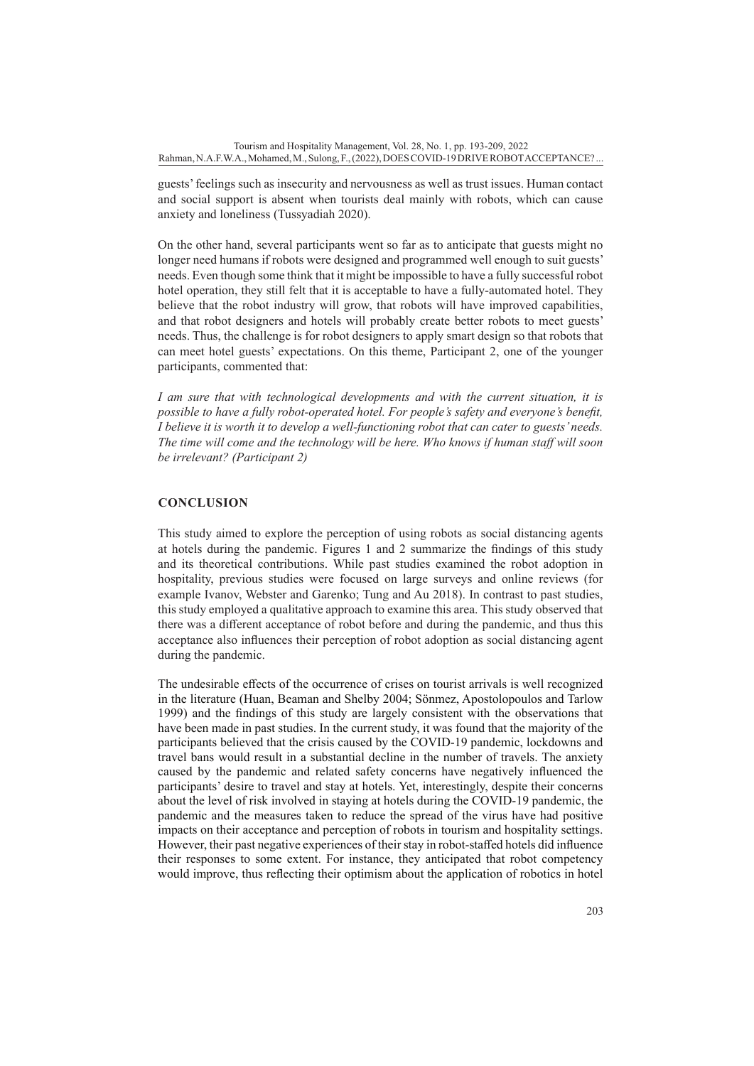guests' feelings such as insecurity and nervousness as well as trust issues. Human contact and social support is absent when tourists deal mainly with robots, which can cause anxiety and loneliness (Tussyadiah 2020).

On the other hand, several participants went so far as to anticipate that guests might no longer need humans if robots were designed and programmed well enough to suit guests' needs. Even though some think that it might be impossible to have a fully successful robot hotel operation, they still felt that it is acceptable to have a fully-automated hotel. They believe that the robot industry will grow, that robots will have improved capabilities, and that robot designers and hotels will probably create better robots to meet guests' needs. Thus, the challenge is for robot designers to apply smart design so that robots that can meet hotel guests' expectations. On this theme, Participant 2, one of the younger participants, commented that:

*I am sure that with technological developments and with the current situation, it is possible to have a fully robot-operated hotel. For people's safety and everyone's benefit, I believe it is worth it to develop a well-functioning robot that can cater to guests' needs. The time will come and the technology will be here. Who knows if human staff will soon be irrelevant? (Participant 2)*

## CONCLUSION

This study aimed to explore the perception of using robots as social distancing agents at hotels during the pandemic. Figures 1 and 2 summarize the findings of this study and its theoretical contributions. While past studies examined the robot adoption in hospitality, previous studies were focused on large surveys and online reviews (for example Ivanov, Webster and Garenko; Tung and Au 2018). In contrast to past studies, this study employed a qualitative approach to examine this area. This study observed that there was a different acceptance of robot before and during the pandemic, and thus this acceptance also influences their perception of robot adoption as social distancing agent during the pandemic.

The undesirable effects of the occurrence of crises on tourist arrivals is well recognized in the literature (Huan, Beaman and Shelby 2004; Sönmez, Apostolopoulos and Tarlow 1999) and the findings of this study are largely consistent with the observations that have been made in past studies. In the current study, it was found that the majority of the participants believed that the crisis caused by the COVID-19 pandemic, lockdowns and travel bans would result in a substantial decline in the number of travels. The anxiety caused by the pandemic and related safety concerns have negatively influenced the participants' desire to travel and stay at hotels. Yet, interestingly, despite their concerns about the level of risk involved in staying at hotels during the COVID-19 pandemic, the pandemic and the measures taken to reduce the spread of the virus have had positive impacts on their acceptance and perception of robots in tourism and hospitality settings. However, their past negative experiences of their stay in robot-staffed hotels did influence their responses to some extent. For instance, they anticipated that robot competency would improve, thus reflecting their optimism about the application of robotics in hotel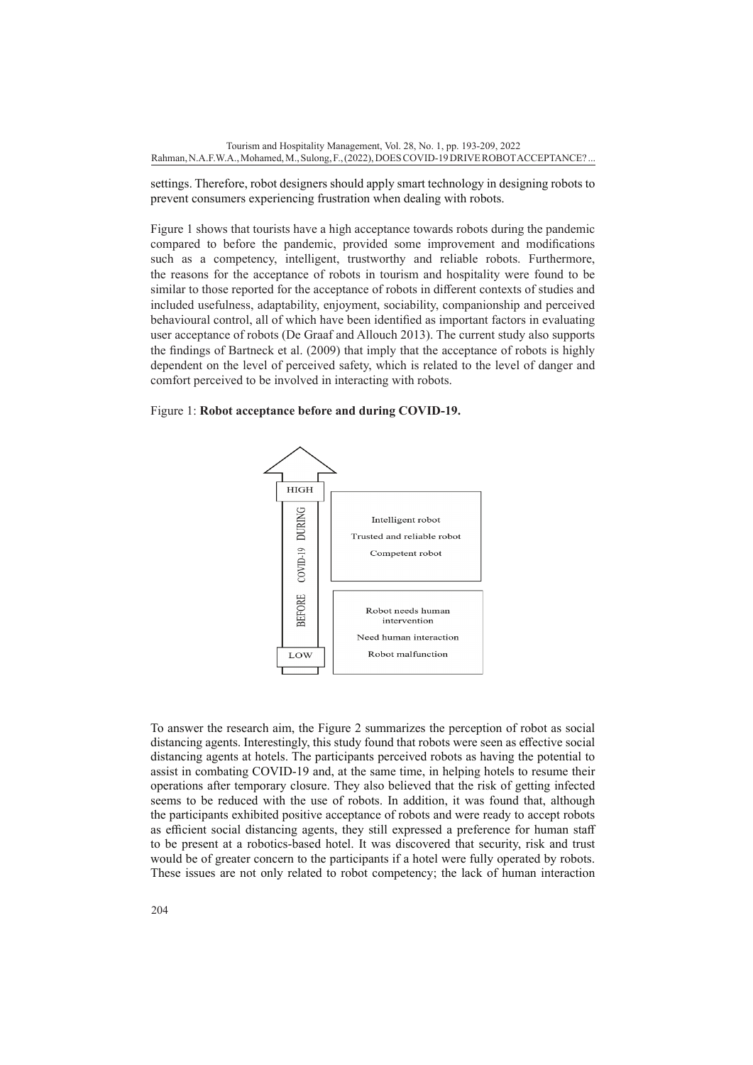settings. Therefore, robot designers should apply smart technology in designing robots to prevent consumers experiencing frustration when dealing with robots.

Figure 1 shows that tourists have a high acceptance towards robots during the pandemic compared to before the pandemic, provided some improvement and modifications such as a competency, intelligent, trustworthy and reliable robots. Furthermore, the reasons for the acceptance of robots in tourism and hospitality were found to be similar to those reported for the acceptance of robots in different contexts of studies and included usefulness, adaptability, enjoyment, sociability, companionship and perceived behavioural control, all of which have been identified as important factors in evaluating user acceptance of robots (De Graaf and Allouch 2013). The current study also supports the findings of Bartneck et al. (2009) that imply that the acceptance of robots is highly dependent on the level of perceived safety, which is related to the level of danger and comfort perceived to be involved in interacting with robots.

Figure 1: **Robot acceptance before and during COVID-19.**

HIGH

BEFORE COVID-19 DURING

LOW

Intelligent robot

Trusted and reliable robot

Competent robot

Robot needs human intervention

Need human interaction

Robot malfunction

To answer the research aim, the Figure 2 summarizes the perception of robot as social distancing agents. Interestingly, this study found that robots were seen as effective social distancing agents at hotels. The participants perceived robots as having the potential to assist in combating COVID-19 and, at the same time, in helping hotels to resume their operations after temporary closure. They also believed that the risk of getting infected seems to be reduced with the use of robots. In addition, it was found that, although the participants exhibited positive acceptance of robots and were ready to accept robots as efficient social distancing agents, they still expressed a preference for human staff to be present at a robotics-based hotel. It was discovered that security, risk and trust would be of greater concern to the participants if a hotel were fully operated by robots. These issues are not only related to robot competency; the lack of human interaction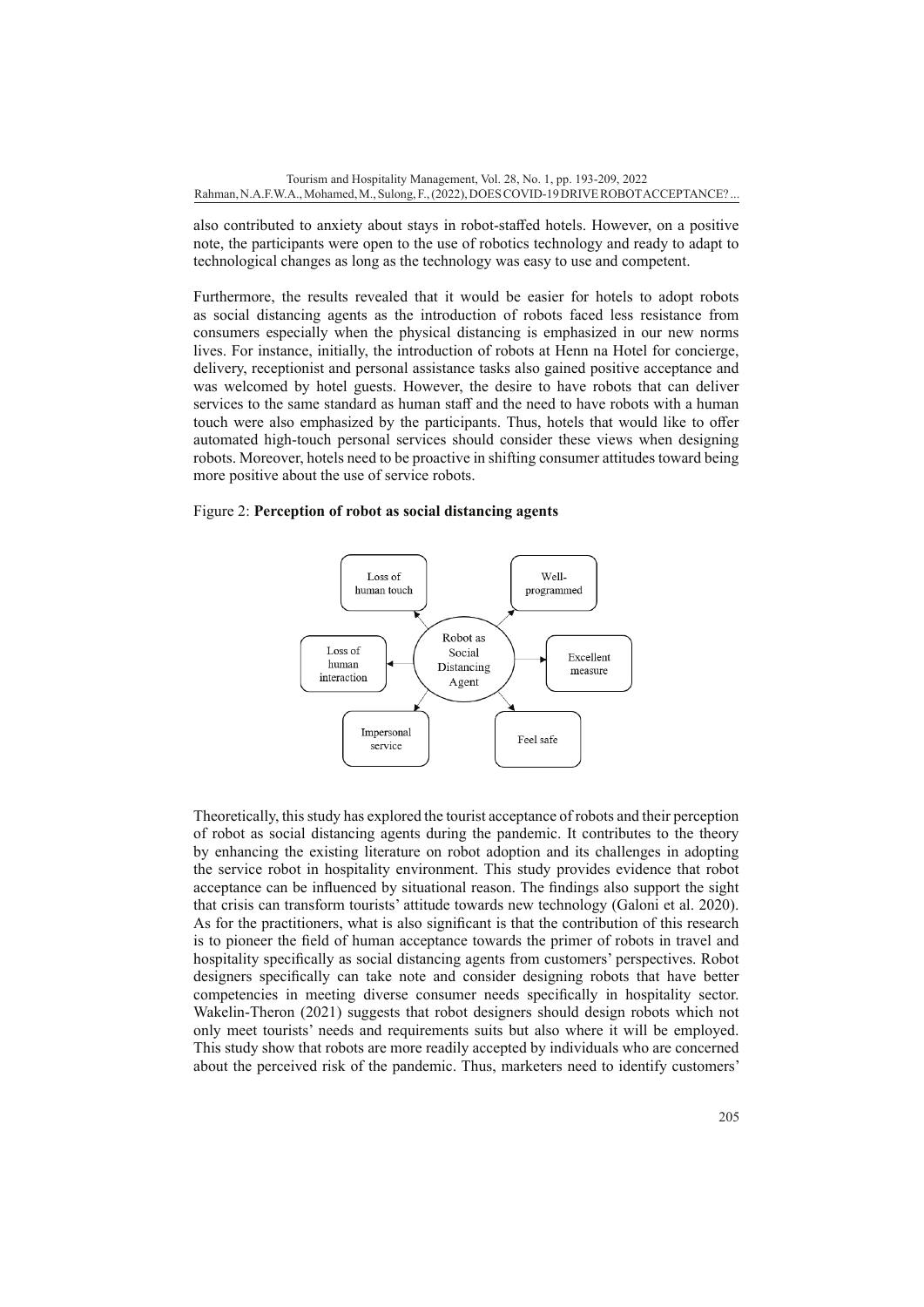also contributed to anxiety about stays in robot-staffed hotels. However, on a positive note, the participants were open to the use of robotics technology and ready to adapt to technological changes as long as the technology was easy to use and competent.

Furthermore, the results revealed that it would be easier for hotels to adopt robots as social distancing agents as the introduction of robots faced less resistance from consumers especially when the physical distancing is emphasized in our new norms lives. For instance, initially, the introduction of robots at Henn na Hotel for concierge, delivery, receptionist and personal assistance tasks also gained positive acceptance and was welcomed by hotel guests. However, the desire to have robots that can deliver services to the same standard as human staff and the need to have robots with a human touch were also emphasized by the participants. Thus, hotels that would like to offer automated high-touch personal services should consider these views when designing robots. Moreover, hotels need to be proactive in shifting consumer attitudes toward being more positive about the use of service robots.

Figure 2: **Perception of robot as social distancing agents**

Robot as Social Distancing Agent → Loss of human touch; Well-programmed; Loss of human interaction; Excellent measure; Impersonal service; Feel safe

Theoretically, this study has explored the tourist acceptance of robots and their perception of robot as social distancing agents during the pandemic. It contributes to the theory by enhancing the existing literature on robot adoption and its challenges in adopting the service robot in hospitality environment. This study provides evidence that robot acceptance can be influenced by situational reason. The findings also support the sight that crisis can transform tourists' attitude towards new technology (Galoni et al. 2020). As for the practitioners, what is also significant is that the contribution of this research is to pioneer the field of human acceptance towards the primer of robots in travel and hospitality specifically as social distancing agents from customers' perspectives. Robot designers specifically can take note and consider designing robots that have better competencies in meeting diverse consumer needs specifically in hospitality sector. Wakelin-Theron (2021) suggests that robot designers should design robots which not only meet tourists' needs and requirements suits but also where it will be employed. This study show that robots are more readily accepted by individuals who are concerned about the perceived risk of the pandemic. Thus, marketers need to identify customers'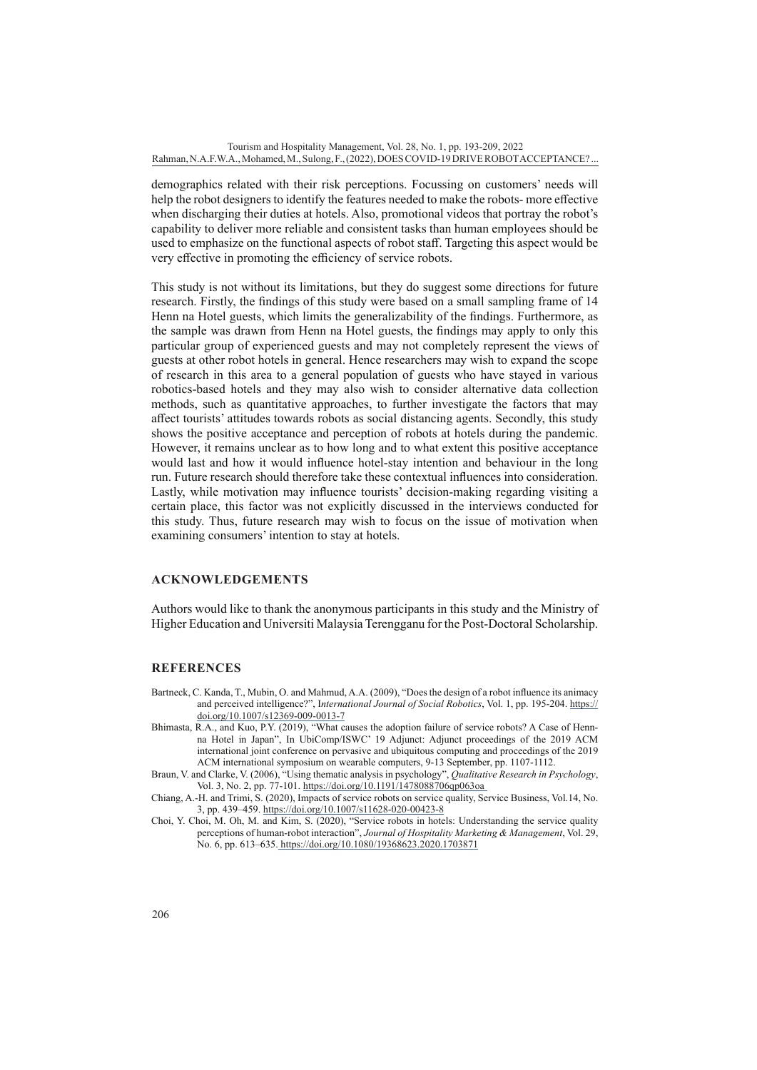demographics related with their risk perceptions. Focussing on customers' needs will help the robot designers to identify the features needed to make the robots- more effective when discharging their duties at hotels. Also, promotional videos that portray the robot's capability to deliver more reliable and consistent tasks than human employees should be used to emphasize on the functional aspects of robot staff. Targeting this aspect would be very effective in promoting the efficiency of service robots.

This study is not without its limitations, but they do suggest some directions for future research. Firstly, the findings of this study were based on a small sampling frame of 14 Henn na Hotel guests, which limits the generalizability of the findings. Furthermore, as the sample was drawn from Henn na Hotel guests, the findings may apply to only this particular group of experienced guests and may not completely represent the views of guests at other robot hotels in general. Hence researchers may wish to expand the scope of research in this area to a general population of guests who have stayed in various robotics-based hotels and they may also wish to consider alternative data collection methods, such as quantitative approaches, to further investigate the factors that may affect tourists' attitudes towards robots as social distancing agents. Secondly, this study shows the positive acceptance and perception of robots at hotels during the pandemic. However, it remains unclear as to how long and to what extent this positive acceptance would last and how it would influence hotel-stay intention and behaviour in the long run. Future research should therefore take these contextual influences into consideration. Lastly, while motivation may influence tourists' decision-making regarding visiting a certain place, this factor was not explicitly discussed in the interviews conducted for this study. Thus, future research may wish to focus on the issue of motivation when examining consumers' intention to stay at hotels.

## ACKNOWLEDGEMENTS

Authors would like to thank the anonymous participants in this study and the Ministry of Higher Education and Universiti Malaysia Terengganu for the Post-Doctoral Scholarship.

## REFERENCES

Bartneck, C. Kanda, T., Mubin, O. and Mahmud, A.A. (2009), "Does the design of a robot influence its animacy and perceived intelligence?", I*nternational Journal of Social Robotics*, Vol. 1, pp. 195-204. https://doi.org/10.1007/s12369-009-0013-7

Bhimasta, R.A., and Kuo, P.Y. (2019), "What causes the adoption failure of service robots? A Case of Henn-na Hotel in Japan", In UbiComp/ISWC' 19 Adjunct: Adjunct proceedings of the 2019 ACM international joint conference on pervasive and ubiquitous computing and proceedings of the 2019 ACM international symposium on wearable computers, 9-13 September, pp. 1107-1112.

Braun, V. and Clarke, V. (2006), "Using thematic analysis in psychology", *Qualitative Research in Psychology*, Vol. 3, No. 2, pp. 77-101. https://doi.org/10.1191/1478088706qp063oa

Chiang, A.-H. and Trimi, S. (2020), Impacts of service robots on service quality, Service Business, Vol.14, No. 3, pp. 439–459. https://doi.org/10.1007/s11628-020-00423-8

Choi, Y. Choi, M. Oh, M. and Kim, S. (2020), "Service robots in hotels: Understanding the service quality perceptions of human-robot interaction", *Journal of Hospitality Marketing & Management*, Vol. 29, No. 6, pp. 613–635. https://doi.org/10.1080/19368623.2020.1703871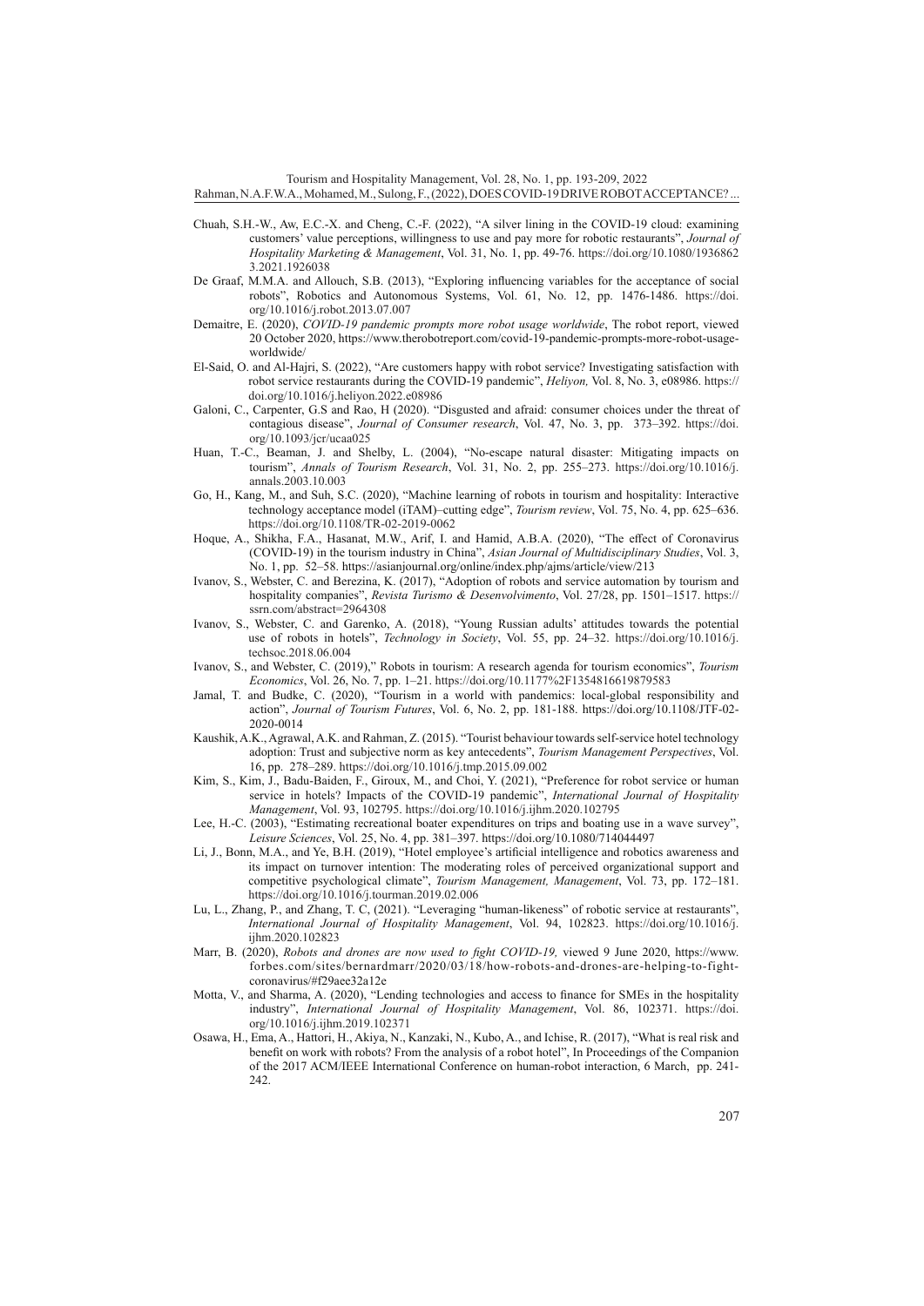Chuah, S.H.-W., Aw, E.C.-X. and Cheng, C.-F. (2022), "A silver lining in the COVID-19 cloud: examining customers' value perceptions, willingness to use and pay more for robotic restaurants", *Journal of Hospitality Marketing & Management*, Vol. 31, No. 1, pp. 49-76. https://doi.org/10.1080/19368623.2021.1926038

De Graaf, M.M.A. and Allouch, S.B. (2013), "Exploring influencing variables for the acceptance of social robots", Robotics and Autonomous Systems, Vol. 61, No. 12, pp. 1476-1486. https://doi.org/10.1016/j.robot.2013.07.007

Demaitre, E. (2020), *COVID-19 pandemic prompts more robot usage worldwide*, The robot report, viewed 20 October 2020, https://www.therobotreport.com/covid-19-pandemic-prompts-more-robot-usage-worldwide/

El-Said, O. and Al-Hajri, S. (2022), "Are customers happy with robot service? Investigating satisfaction with robot service restaurants during the COVID-19 pandemic", *Heliyon,* Vol. 8, No. 3, e08986. https://doi.org/10.1016/j.heliyon.2022.e08986

Galoni, C., Carpenter, G.S and Rao, H (2020). "Disgusted and afraid: consumer choices under the threat of contagious disease", *Journal of Consumer research*, Vol. 47, No. 3, pp. 373–392. https://doi.org/10.1093/jcr/ucaa025

Huan, T.-C., Beaman, J. and Shelby, L. (2004), "No-escape natural disaster: Mitigating impacts on tourism", *Annals of Tourism Research*, Vol. 31, No. 2, pp. 255–273. https://doi.org/10.1016/j.annals.2003.10.003

Go, H., Kang, M., and Suh, S.C. (2020), "Machine learning of robots in tourism and hospitality: Interactive technology acceptance model (iTAM)–cutting edge", *Tourism review*, Vol. 75, No. 4, pp. 625–636. https://doi.org/10.1108/TR-02-2019-0062

Hoque, A., Shikha, F.A., Hasanat, M.W., Arif, I. and Hamid, A.B.A. (2020), "The effect of Coronavirus (COVID-19) in the tourism industry in China", *Asian Journal of Multidisciplinary Studies*, Vol. 3, No. 1, pp. 52–58. https://asianjournal.org/online/index.php/ajms/article/view/213

Ivanov, S., Webster, C. and Berezina, K. (2017), "Adoption of robots and service automation by tourism and hospitality companies", *Revista Turismo & Desenvolvimento*, Vol. 27/28, pp. 1501–1517. https://ssrn.com/abstract=2964308

Ivanov, S., Webster, C. and Garenko, A. (2018), "Young Russian adults' attitudes towards the potential use of robots in hotels", *Technology in Society*, Vol. 55, pp. 24–32. https://doi.org/10.1016/j.techsoc.2018.06.004

Ivanov, S., and Webster, C. (2019)," Robots in tourism: A research agenda for tourism economics", *Tourism Economics*, Vol. 26, No. 7, pp. 1–21. https://doi.org/10.1177%2F1354816619879583

Jamal, T. and Budke, C. (2020), "Tourism in a world with pandemics: local-global responsibility and action", *Journal of Tourism Futures*, Vol. 6, No. 2, pp. 181-188. https://doi.org/10.1108/JTF-02-2020-0014

Kaushik, A.K., Agrawal, A.K. and Rahman, Z. (2015). "Tourist behaviour towards self-service hotel technology adoption: Trust and subjective norm as key antecedents", *Tourism Management Perspectives*, Vol. 16, pp. 278–289. https://doi.org/10.1016/j.tmp.2015.09.002

Kim, S., Kim, J., Badu-Baiden, F., Giroux, M., and Choi, Y. (2021), "Preference for robot service or human service in hotels? Impacts of the COVID-19 pandemic", *International Journal of Hospitality Management*, Vol. 93, 102795. https://doi.org/10.1016/j.ijhm.2020.102795

Lee, H.-C. (2003), "Estimating recreational boater expenditures on trips and boating use in a wave survey", *Leisure Sciences*, Vol. 25, No. 4, pp. 381–397. https://doi.org/10.1080/714044497

Li, J., Bonn, M.A., and Ye, B.H. (2019), "Hotel employee's artificial intelligence and robotics awareness and its impact on turnover intention: The moderating roles of perceived organizational support and competitive psychological climate", *Tourism Management, Management*, Vol. 73, pp. 172–181. https://doi.org/10.1016/j.tourman.2019.02.006

Lu, L., Zhang, P., and Zhang, T. C, (2021). "Leveraging "human-likeness" of robotic service at restaurants", *International Journal of Hospitality Management*, Vol. 94, 102823. https://doi.org/10.1016/j.ijhm.2020.102823

Marr, B. (2020), *Robots and drones are now used to fight COVID-19,* viewed 9 June 2020, https://www.forbes.com/sites/bernardmarr/2020/03/18/how-robots-and-drones-are-helping-to-fight-coronavirus/#f29aee32a12e

Motta, V., and Sharma, A. (2020), "Lending technologies and access to finance for SMEs in the hospitality industry", *International Journal of Hospitality Management*, Vol. 86, 102371. https://doi.org/10.1016/j.ijhm.2019.102371

Osawa, H., Ema, A., Hattori, H., Akiya, N., Kanzaki, N., Kubo, A., and Ichise, R. (2017), "What is real risk and benefit on work with robots? From the analysis of a robot hotel", In Proceedings of the Companion of the 2017 ACM/IEEE International Conference on human-robot interaction, 6 March, pp. 241-242.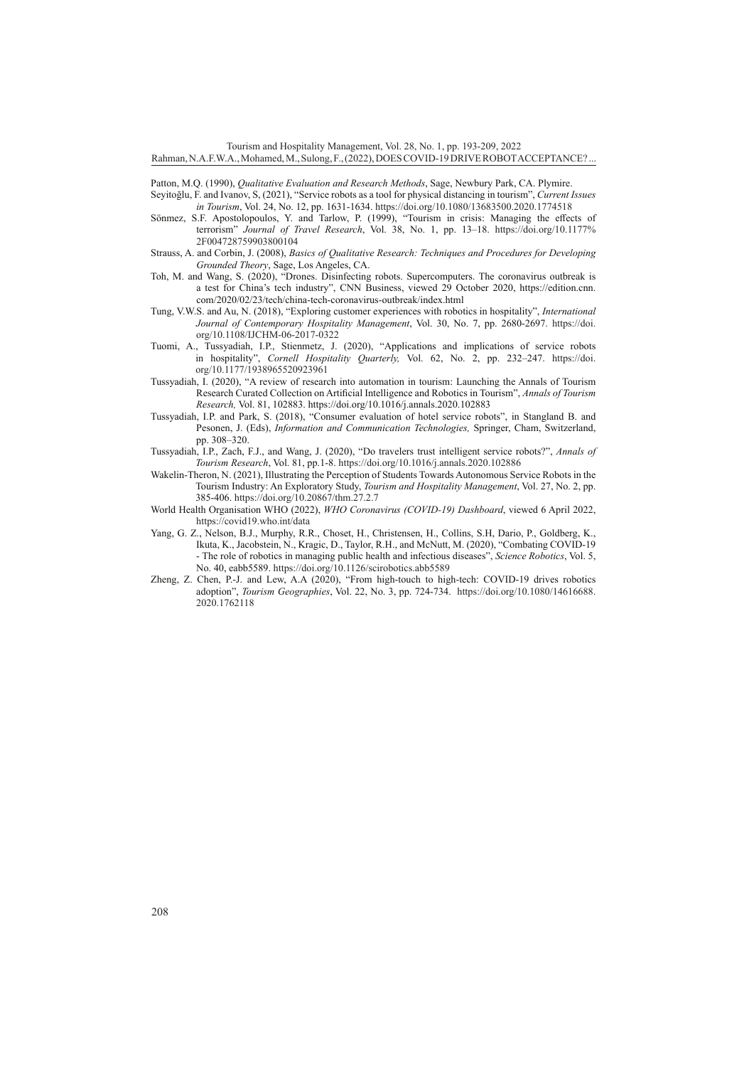Patton, M.Q. (1990), *Qualitative Evaluation and Research Methods*, Sage, Newbury Park, CA. Plymire.

Seyitoğlu, F. and Ivanov, S, (2021), "Service robots as a tool for physical distancing in tourism", *Current Issues in Tourism*, Vol. 24, No. 12, pp. 1631-1634. https://doi.org/10.1080/13683500.2020.1774518

Sönmez, S.F. Apostolopoulos, Y. and Tarlow, P. (1999), "Tourism in crisis: Managing the effects of terrorism" *Journal of Travel Research*, Vol. 38, No. 1, pp. 13–18. https://doi.org/10.1177%2F004728759903800104

Strauss, A. and Corbin, J. (2008), *Basics of Qualitative Research: Techniques and Procedures for Developing Grounded Theory*, Sage, Los Angeles, CA.

Toh, M. and Wang, S. (2020), "Drones. Disinfecting robots. Supercomputers. The coronavirus outbreak is a test for China's tech industry", CNN Business, viewed 29 October 2020, https://edition.cnn.com/2020/02/23/tech/china-tech-coronavirus-outbreak/index.html

Tung, V.W.S. and Au, N. (2018), "Exploring customer experiences with robotics in hospitality", *International Journal of Contemporary Hospitality Management*, Vol. 30, No. 7, pp. 2680-2697. https://doi.org/10.1108/IJCHM-06-2017-0322

Tuomi, A., Tussyadiah, I.P., Stienmetz, J. (2020), "Applications and implications of service robots in hospitality", *Cornell Hospitality Quarterly,* Vol. 62, No. 2, pp. 232–247. https://doi.org/10.1177/1938965520923961

Tussyadiah, I. (2020), "A review of research into automation in tourism: Launching the Annals of Tourism Research Curated Collection on Artificial Intelligence and Robotics in Tourism", *Annals of Tourism Research,* Vol. 81, 102883. https://doi.org/10.1016/j.annals.2020.102883

Tussyadiah, I.P. and Park, S. (2018), "Consumer evaluation of hotel service robots", in Stangland B. and Pesonen, J. (Eds), *Information and Communication Technologies,* Springer, Cham, Switzerland, pp. 308–320.

Tussyadiah, I.P., Zach, F.J., and Wang, J. (2020), "Do travelers trust intelligent service robots?", *Annals of Tourism Research*, Vol. 81, pp.1-8. https://doi.org/10.1016/j.annals.2020.102886

Wakelin-Theron, N. (2021), Illustrating the Perception of Students Towards Autonomous Service Robots in the Tourism Industry: An Exploratory Study, *Tourism and Hospitality Management*, Vol. 27, No. 2, pp. 385-406. https://doi.org/10.20867/thm.27.2.7

World Health Organisation WHO (2022), *WHO Coronavirus (COVID-19) Dashboard*, viewed 6 April 2022, https://covid19.who.int/data

Yang, G. Z., Nelson, B.J., Murphy, R.R., Choset, H., Christensen, H., Collins, S.H, Dario, P., Goldberg, K., Ikuta, K., Jacobstein, N., Kragic, D., Taylor, R.H., and McNutt, M. (2020), "Combating COVID-19 - The role of robotics in managing public health and infectious diseases", *Science Robotics*, Vol. 5, No. 40, eabb5589. https://doi.org/10.1126/scirobotics.abb5589

Zheng, Z. Chen, P.-J. and Lew, A.A (2020), "From high-touch to high-tech: COVID-19 drives robotics adoption", *Tourism Geographies*, Vol. 22, No. 3, pp. 724-734. https://doi.org/10.1080/14616688.2020.1762118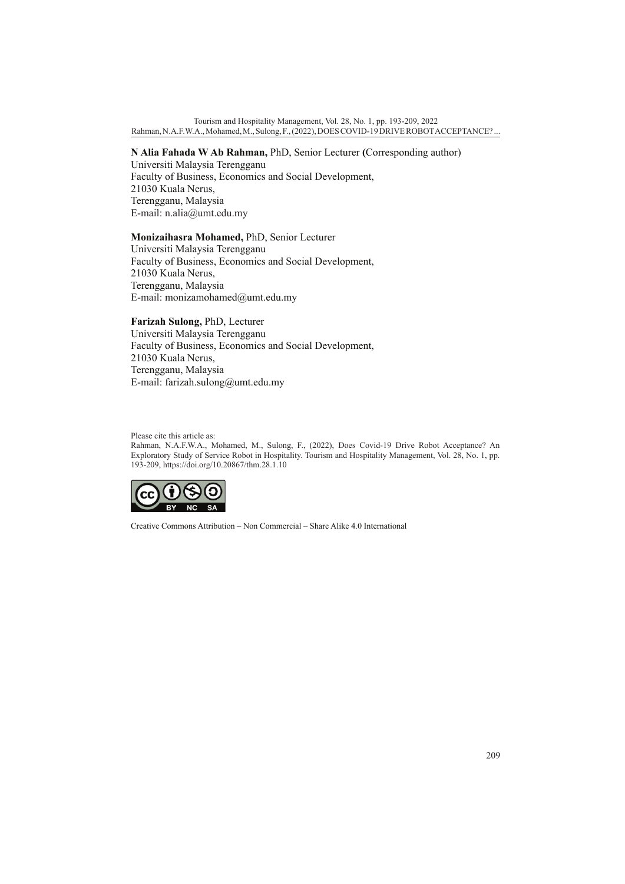**N Alia Fahada W Ab Rahman,** PhD, Senior Lecturer **(**Corresponding author)
Universiti Malaysia Terengganu
Faculty of Business, Economics and Social Development,
21030 Kuala Nerus,
Terengganu, Malaysia
E-mail: n.alia@umt.edu.my

**Monizaihasra Mohamed,** PhD, Senior Lecturer
Universiti Malaysia Terengganu
Faculty of Business, Economics and Social Development,
21030 Kuala Nerus,
Terengganu, Malaysia
E-mail: monizamohamed@umt.edu.my

**Farizah Sulong,** PhD, Lecturer
Universiti Malaysia Terengganu
Faculty of Business, Economics and Social Development,
21030 Kuala Nerus,
Terengganu, Malaysia
E-mail: farizah.sulong@umt.edu.my

Please cite this article as:
Rahman, N.A.F.W.A., Mohamed, M., Sulong, F., (2022), Does Covid-19 Drive Robot Acceptance? An Exploratory Study of Service Robot in Hospitality. Tourism and Hospitality Management, Vol. 28, No. 1, pp. 193-209, https://doi.org/10.20867/thm.28.1.10

Creative Commons Attribution – Non Commercial – Share Alike 4.0 International